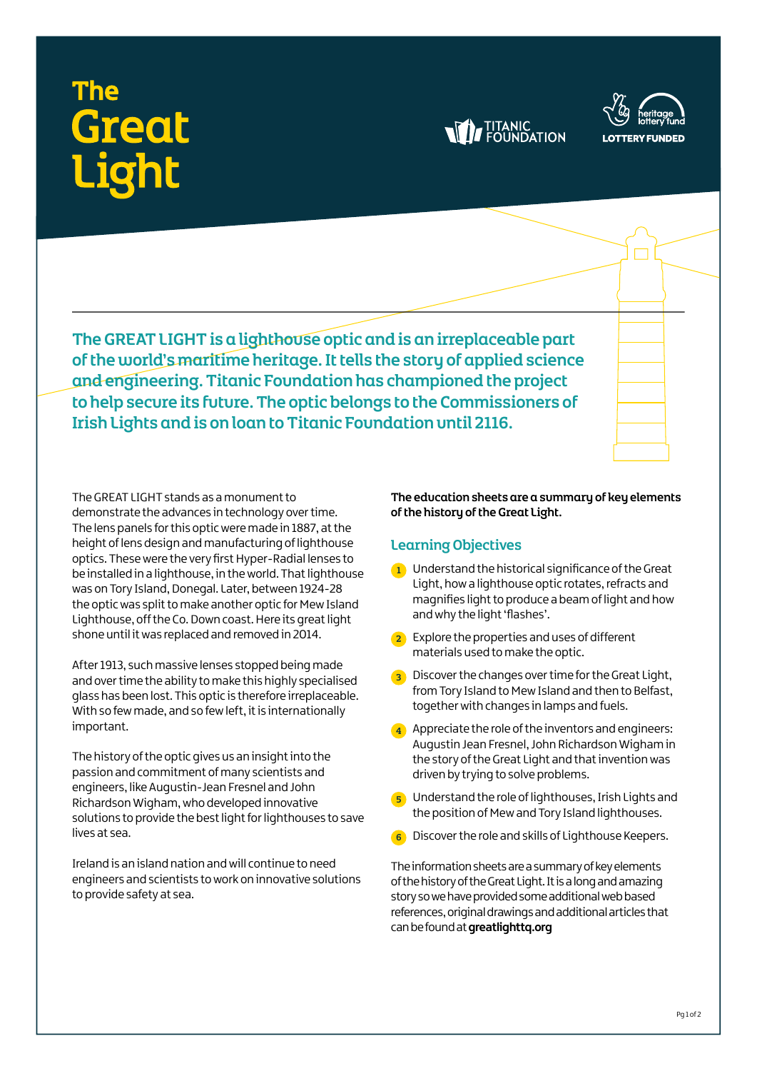# The Great Light

TITANIC FOUNDATION

heritage lottery fund
LOTTERY FUNDED

**The GREAT LIGHT is a lighthouse optic and is an irreplaceable part of the world's maritime heritage. It tells the story of applied science and engineering. Titanic Foundation has championed the project to help secure its future. The optic belongs to the Commissioners of Irish Lights and is on loan to Titanic Foundation until 2116.**

The GREAT LIGHT stands as a monument to demonstrate the advances in technology over time. The lens panels for this optic were made in 1887, at the height of lens design and manufacturing of lighthouse optics. These were the very first Hyper-Radial lenses to be installed in a lighthouse, in the world. That lighthouse was on Tory Island, Donegal. Later, between 1924-28 the optic was split to make another optic for Mew Island Lighthouse, off the Co. Down coast. Here its great light shone until it was replaced and removed in 2014.

After 1913, such massive lenses stopped being made and over time the ability to make this highly specialised glass has been lost. This optic is therefore irreplaceable. With so few made, and so few left, it is internationally important.

The history of the optic gives us an insight into the passion and commitment of many scientists and engineers, like Augustin-Jean Fresnel and John Richardson Wigham, who developed innovative solutions to provide the best light for lighthouses to save lives at sea.

Ireland is an island nation and will continue to need engineers and scientists to work on innovative solutions to provide safety at sea.

**The education sheets are a summary of key elements of the history of the Great Light.**

## Learning Objectives

1. Understand the historical significance of the Great Light, how a lighthouse optic rotates, refracts and magnifies light to produce a beam of light and how and why the light 'flashes'.
2. Explore the properties and uses of different materials used to make the optic.
3. Discover the changes over time for the Great Light, from Tory Island to Mew Island and then to Belfast, together with changes in lamps and fuels.
4. Appreciate the role of the inventors and engineers: Augustin Jean Fresnel, John Richardson Wigham in the story of the Great Light and that invention was driven by trying to solve problems.
5. Understand the role of lighthouses, Irish Lights and the position of Mew and Tory Island lighthouses.
6. Discover the role and skills of Lighthouse Keepers.

The information sheets are a summary of key elements of the history of the Great Light. It is a long and amazing story so we have provided some additional web based references, original drawings and additional articles that can be found at **greatlighttq.org**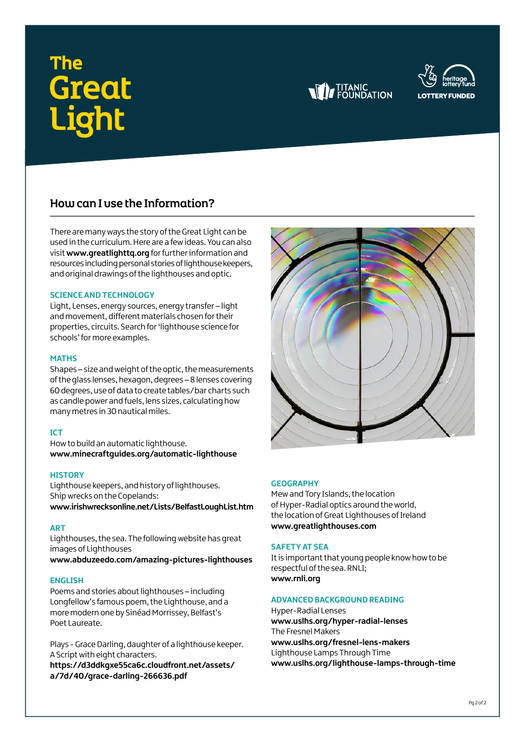# The Great Light

TITANIC FOUNDATION

heritage lottery fund LOTTERY FUNDED

## How can I use the Information?

There are many ways the story of the Great Light can be used in the curriculum. Here are a few ideas. You can also visit **www.greatlighttq.org** for further information and resources including personal stories of lighthouse keepers, and original drawings of the lighthouses and optic.

### SCIENCE AND TECHNOLOGY

Light, Lenses, energy sources, energy transfer – light and movement, different materials chosen for their properties, circuits. Search for 'lighthouse science for schools' for more examples.

### MATHS

Shapes – size and weight of the optic, the measurements of the glass lenses, hexagon, degrees – 8 lenses covering 60 degrees, use of data to create tables/bar charts such as candle power and fuels, lens sizes, calculating how many metres in 30 nautical miles.

### ICT

How to build an automatic lighthouse.
**www.minecraftguides.org/automatic-lighthouse**

### HISTORY

Lighthouse keepers, and history of lighthouses.
Ship wrecks on the Copelands:
**www.irishwrecksonline.net/Lists/BelfastLoughList.htm**

### ART

Lighthouses, the sea. The following website has great images of Lighthouses
**www.abduzeedo.com/amazing-pictures-lighthouses**

### ENGLISH

Poems and stories about lighthouses – including Longfellow's famous poem, the Lighthouse, and a more modern one by Sinéad Morrissey, Belfast's Poet Laureate.

Plays - Grace Darling, daughter of a lighthouse keeper. A Script with eight characters.
**https://d3ddkgxe55ca6c.cloudfront.net/assets/a/7d/40/grace-darling-266636.pdf**

### GEOGRAPHY

Mew and Tory Islands, the location of Hyper-Radial optics around the world, the location of Great Lighthouses of Ireland
**www.greatlighthouses.com**

### SAFETY AT SEA

It is important that young people know how to be respectful of the sea. RNLI;
**www.rnli.org**

### ADVANCED BACKGROUND READING

Hyper-Radial Lenses
**www.uslhs.org/hyper-radial-lenses**
The Fresnel Makers
**www.uslhs.org/fresnel-lens-makers**
Lighthouse Lamps Through Time
**www.uslhs.org/lighthouse-lamps-through-time**